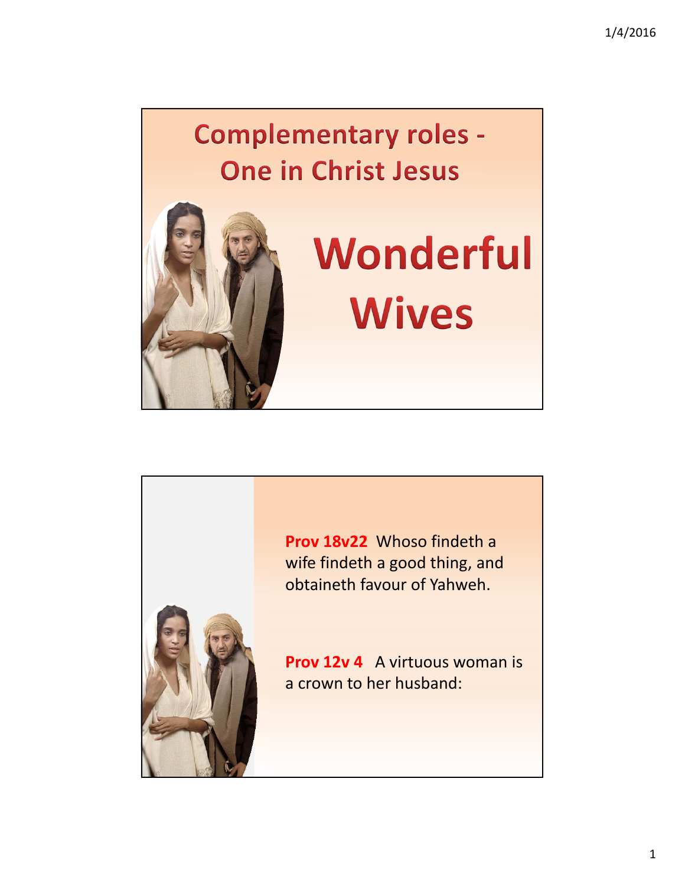# Complementary roles - One in Christ Jesus

# Wonderful Wives

**Prov 18v22** Whoso findeth a wife findeth a good thing, and obtaineth favour of Yahweh.

**Prov 12v 4** A virtuous woman is a crown to her husband: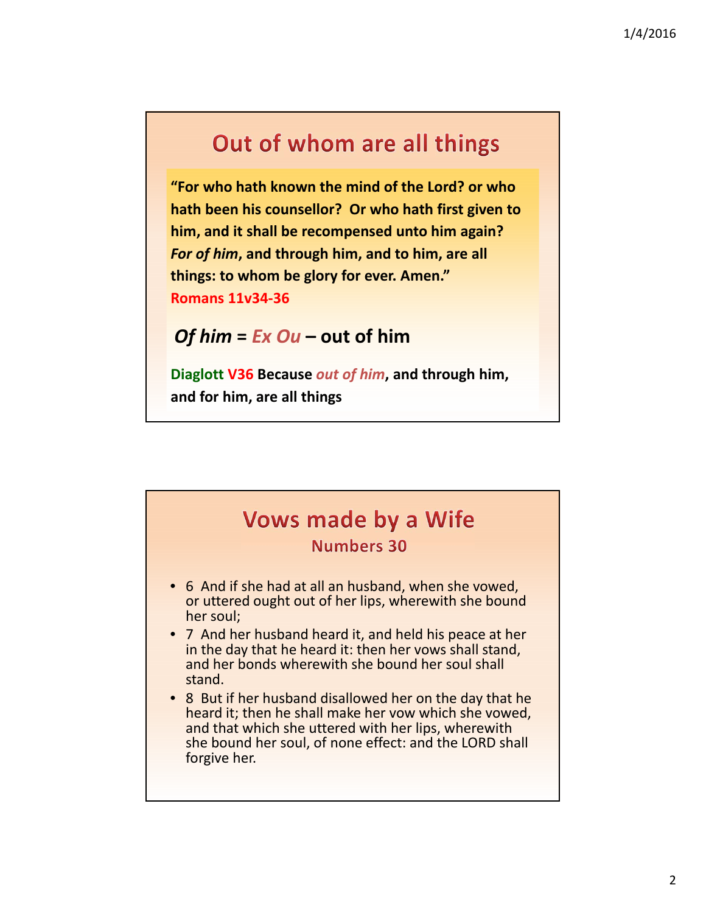## Out of whom are all things

**"For who hath known the mind of the Lord? or who hath been his counsellor? Or who hath first given to him, and it shall be recompensed unto him again? *For of him*, and through him, and to him, are all things: to whom be glory for ever. Amen."**
**Romans 11v34-36**

***Of him* = *Ex Ou* – out of him**

**Diaglott V36 Because *out of him*, and through him, and for him, are all things**

## Vows made by a Wife

### Numbers 30

- 6 And if she had at all an husband, when she vowed, or uttered ought out of her lips, wherewith she bound her soul;
- 7 And her husband heard it, and held his peace at her in the day that he heard it: then her vows shall stand, and her bonds wherewith she bound her soul shall stand.
- 8 But if her husband disallowed her on the day that he heard it; then he shall make her vow which she vowed, and that which she uttered with her lips, wherewith she bound her soul, of none effect: and the LORD shall forgive her.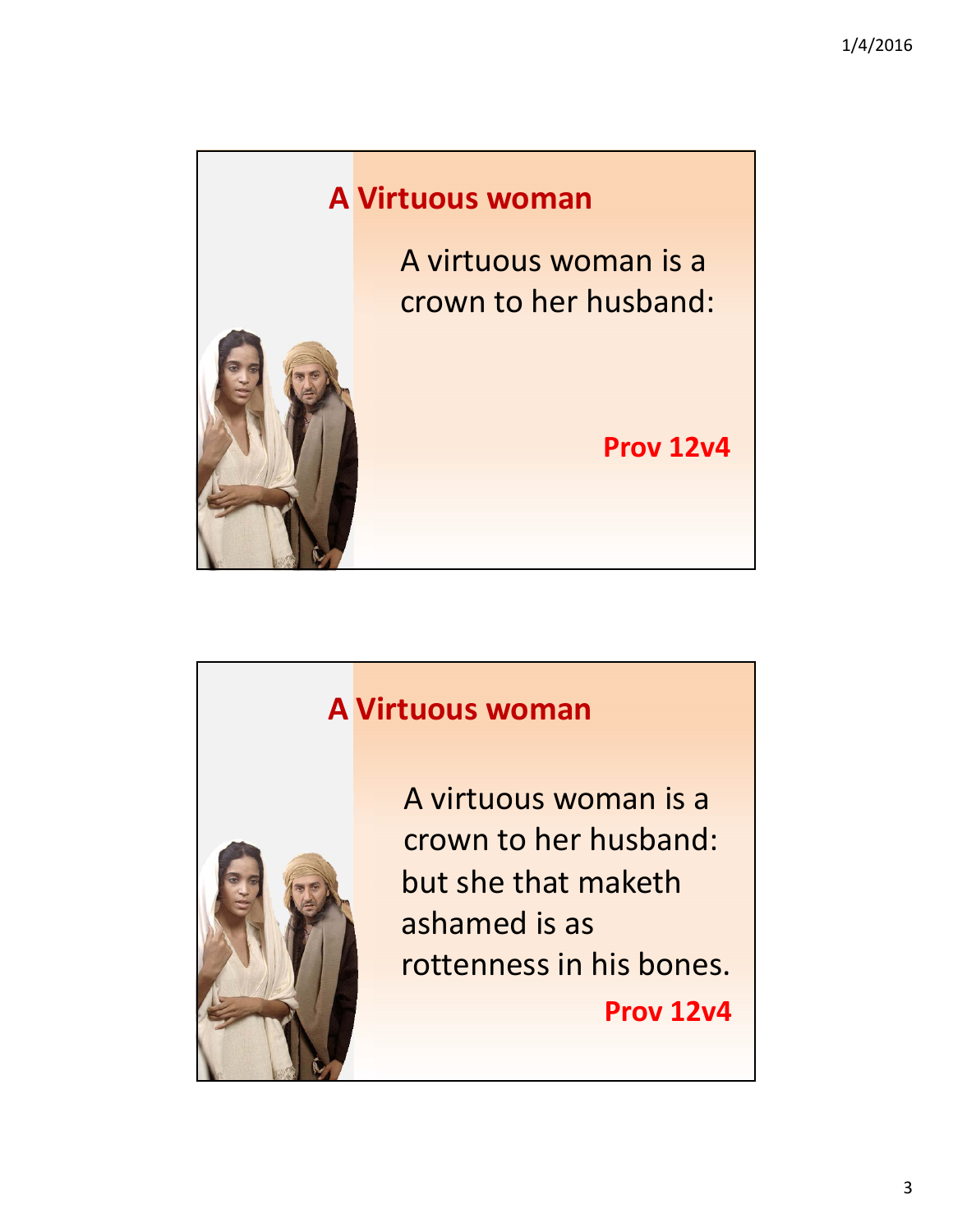## A Virtuous woman

A virtuous woman is a crown to her husband:

**Prov 12v4**

## A Virtuous woman

A virtuous woman is a crown to her husband: but she that maketh ashamed is as rottenness in his bones.

**Prov 12v4**